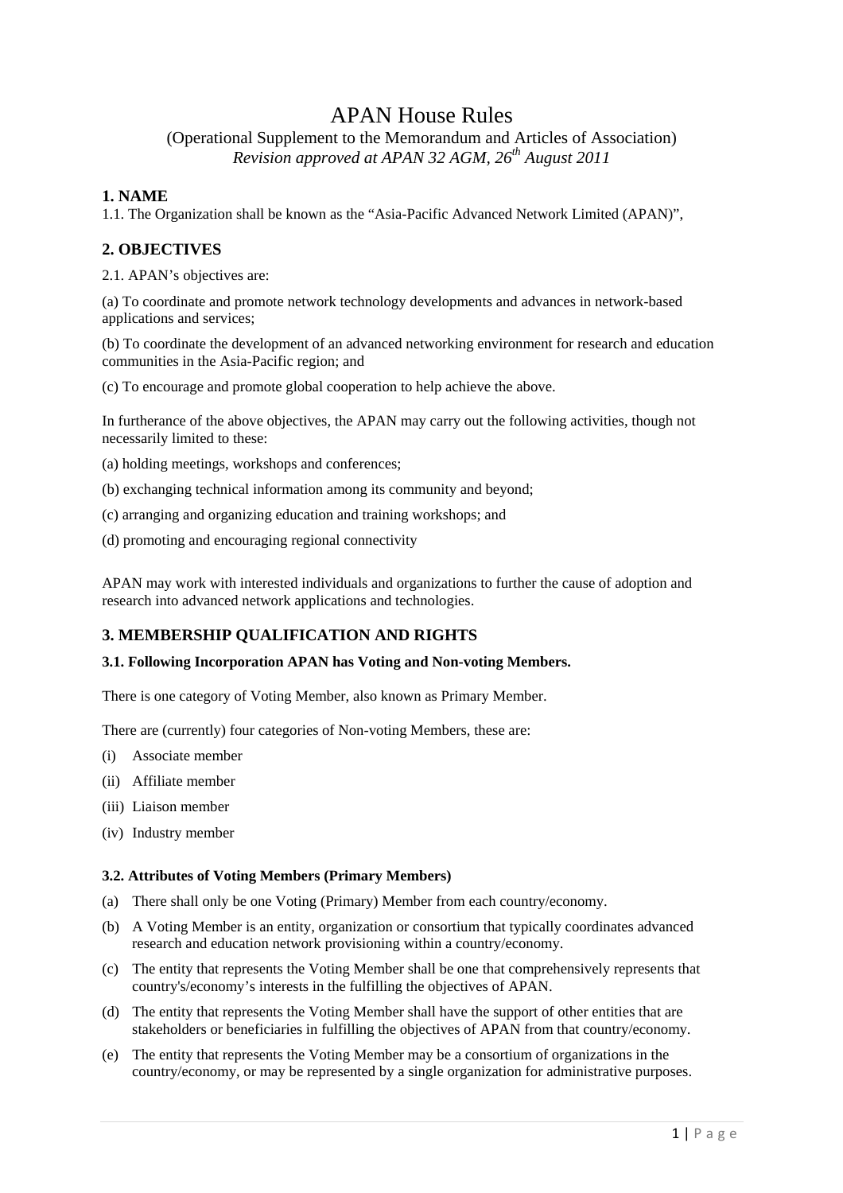# APAN House Rules

(Operational Supplement to the Memorandum and Articles of Association)

*Revision approved at APAN 32 AGM, 26th August 2011*

## 1. NAME

1.1. The Organization shall be known as the "Asia-Pacific Advanced Network Limited (APAN)",

## 2. OBJECTIVES

2.1. APAN's objectives are:

(a) To coordinate and promote network technology developments and advances in network-based applications and services;

(b) To coordinate the development of an advanced networking environment for research and education communities in the Asia-Pacific region; and

(c) To encourage and promote global cooperation to help achieve the above.

In furtherance of the above objectives, the APAN may carry out the following activities, though not necessarily limited to these:

(a) holding meetings, workshops and conferences;

(b) exchanging technical information among its community and beyond;

(c) arranging and organizing education and training workshops; and

(d) promoting and encouraging regional connectivity

APAN may work with interested individuals and organizations to further the cause of adoption and research into advanced network applications and technologies.

## 3. MEMBERSHIP QUALIFICATION AND RIGHTS

### 3.1. Following Incorporation APAN has Voting and Non-voting Members.

There is one category of Voting Member, also known as Primary Member.

There are (currently) four categories of Non-voting Members, these are:

(i) Associate member

(ii) Affiliate member

(iii) Liaison member

(iv) Industry member

### 3.2. Attributes of Voting Members (Primary Members)

(a) There shall only be one Voting (Primary) Member from each country/economy.

(b) A Voting Member is an entity, organization or consortium that typically coordinates advanced research and education network provisioning within a country/economy.

(c) The entity that represents the Voting Member shall be one that comprehensively represents that country's/economy's interests in the fulfilling the objectives of APAN.

(d) The entity that represents the Voting Member shall have the support of other entities that are stakeholders or beneficiaries in fulfilling the objectives of APAN from that country/economy.

(e) The entity that represents the Voting Member may be a consortium of organizations in the country/economy, or may be represented by a single organization for administrative purposes.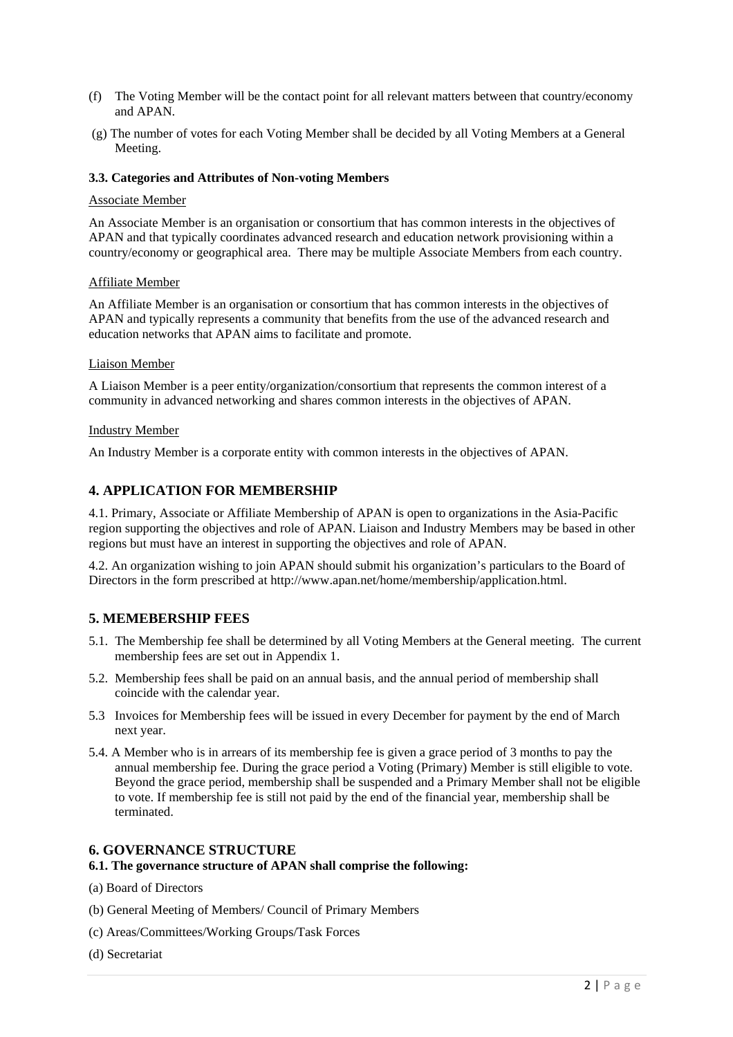(f) The Voting Member will be the contact point for all relevant matters between that country/economy and APAN.

(g) The number of votes for each Voting Member shall be decided by all Voting Members at a General Meeting.

**3.3. Categories and Attributes of Non-voting Members**

Associate Member

An Associate Member is an organisation or consortium that has common interests in the objectives of APAN and that typically coordinates advanced research and education network provisioning within a country/economy or geographical area. There may be multiple Associate Members from each country.

Affiliate Member

An Affiliate Member is an organisation or consortium that has common interests in the objectives of APAN and typically represents a community that benefits from the use of the advanced research and education networks that APAN aims to facilitate and promote.

Liaison Member

A Liaison Member is a peer entity/organization/consortium that represents the common interest of a community in advanced networking and shares common interests in the objectives of APAN.

Industry Member

An Industry Member is a corporate entity with common interests in the objectives of APAN.

## 4. APPLICATION FOR MEMBERSHIP

4.1. Primary, Associate or Affiliate Membership of APAN is open to organizations in the Asia-Pacific region supporting the objectives and role of APAN. Liaison and Industry Members may be based in other regions but must have an interest in supporting the objectives and role of APAN.

4.2. An organization wishing to join APAN should submit his organization's particulars to the Board of Directors in the form prescribed at http://www.apan.net/home/membership/application.html.

## 5. MEMEBERSHIP FEES

5.1. The Membership fee shall be determined by all Voting Members at the General meeting. The current membership fees are set out in Appendix 1.

5.2. Membership fees shall be paid on an annual basis, and the annual period of membership shall coincide with the calendar year.

5.3 Invoices for Membership fees will be issued in every December for payment by the end of March next year.

5.4. A Member who is in arrears of its membership fee is given a grace period of 3 months to pay the annual membership fee. During the grace period a Voting (Primary) Member is still eligible to vote. Beyond the grace period, membership shall be suspended and a Primary Member shall not be eligible to vote. If membership fee is still not paid by the end of the financial year, membership shall be terminated.

## 6. GOVERNANCE STRUCTURE

**6.1. The governance structure of APAN shall comprise the following:**

(a) Board of Directors

(b) General Meeting of Members/ Council of Primary Members

(c) Areas/Committees/Working Groups/Task Forces

(d) Secretariat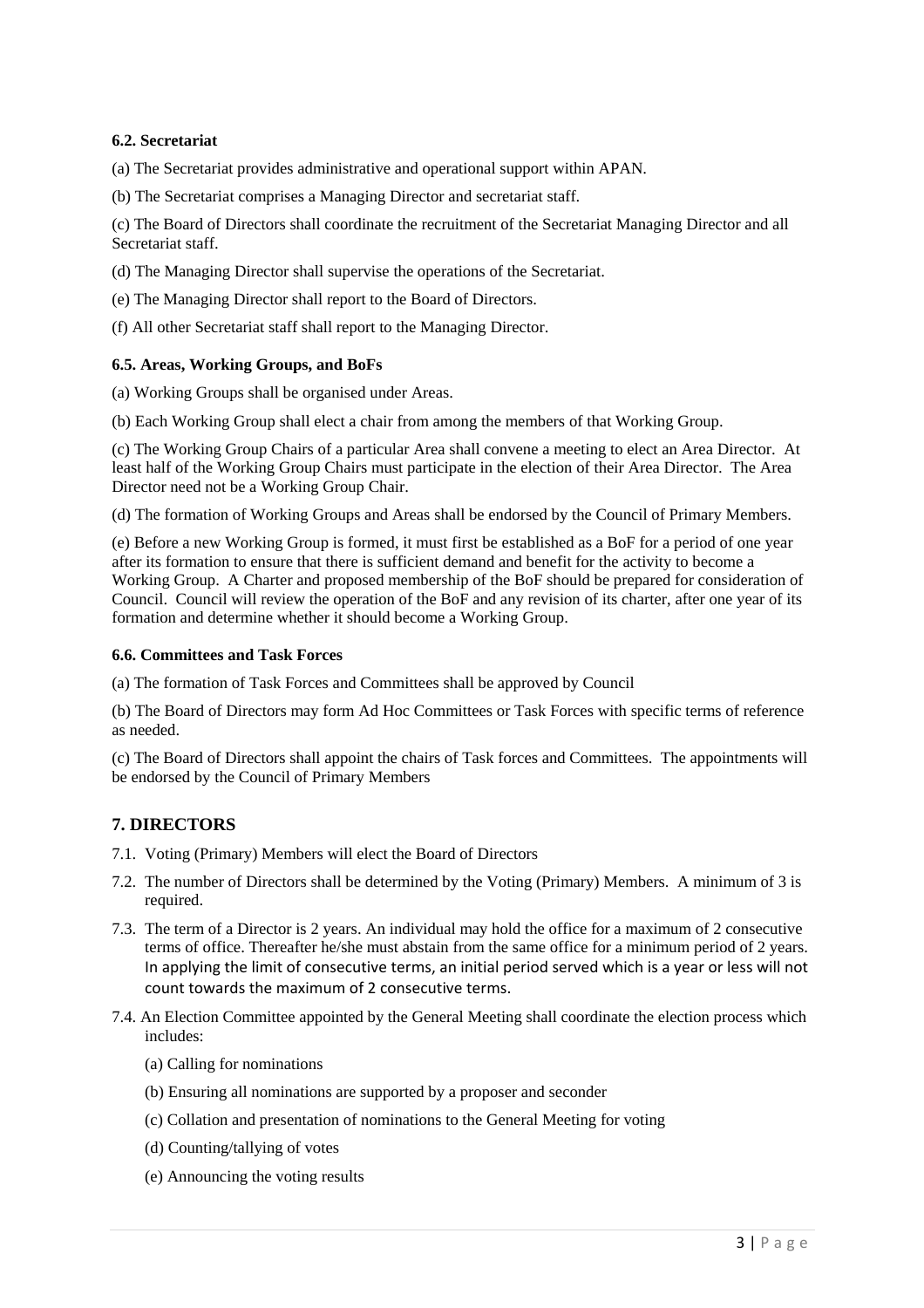#### 6.2. Secretariat

(a) The Secretariat provides administrative and operational support within APAN.

(b) The Secretariat comprises a Managing Director and secretariat staff.

(c) The Board of Directors shall coordinate the recruitment of the Secretariat Managing Director and all Secretariat staff.

(d) The Managing Director shall supervise the operations of the Secretariat.

(e) The Managing Director shall report to the Board of Directors.

(f) All other Secretariat staff shall report to the Managing Director.

#### 6.5. Areas, Working Groups, and BoFs

(a) Working Groups shall be organised under Areas.

(b) Each Working Group shall elect a chair from among the members of that Working Group.

(c) The Working Group Chairs of a particular Area shall convene a meeting to elect an Area Director. At least half of the Working Group Chairs must participate in the election of their Area Director. The Area Director need not be a Working Group Chair.

(d) The formation of Working Groups and Areas shall be endorsed by the Council of Primary Members.

(e) Before a new Working Group is formed, it must first be established as a BoF for a period of one year after its formation to ensure that there is sufficient demand and benefit for the activity to become a Working Group. A Charter and proposed membership of the BoF should be prepared for consideration of Council. Council will review the operation of the BoF and any revision of its charter, after one year of its formation and determine whether it should become a Working Group.

#### 6.6. Committees and Task Forces

(a) The formation of Task Forces and Committees shall be approved by Council

(b) The Board of Directors may form Ad Hoc Committees or Task Forces with specific terms of reference as needed.

(c) The Board of Directors shall appoint the chairs of Task forces and Committees. The appointments will be endorsed by the Council of Primary Members

## 7. DIRECTORS

7.1. Voting (Primary) Members will elect the Board of Directors

7.2. The number of Directors shall be determined by the Voting (Primary) Members. A minimum of 3 is required.

7.3. The term of a Director is 2 years. An individual may hold the office for a maximum of 2 consecutive terms of office. Thereafter he/she must abstain from the same office for a minimum period of 2 years. In applying the limit of consecutive terms, an initial period served which is a year or less will not count towards the maximum of 2 consecutive terms.

7.4. An Election Committee appointed by the General Meeting shall coordinate the election process which includes:

(a) Calling for nominations

(b) Ensuring all nominations are supported by a proposer and seconder

(c) Collation and presentation of nominations to the General Meeting for voting

(d) Counting/tallying of votes

(e) Announcing the voting results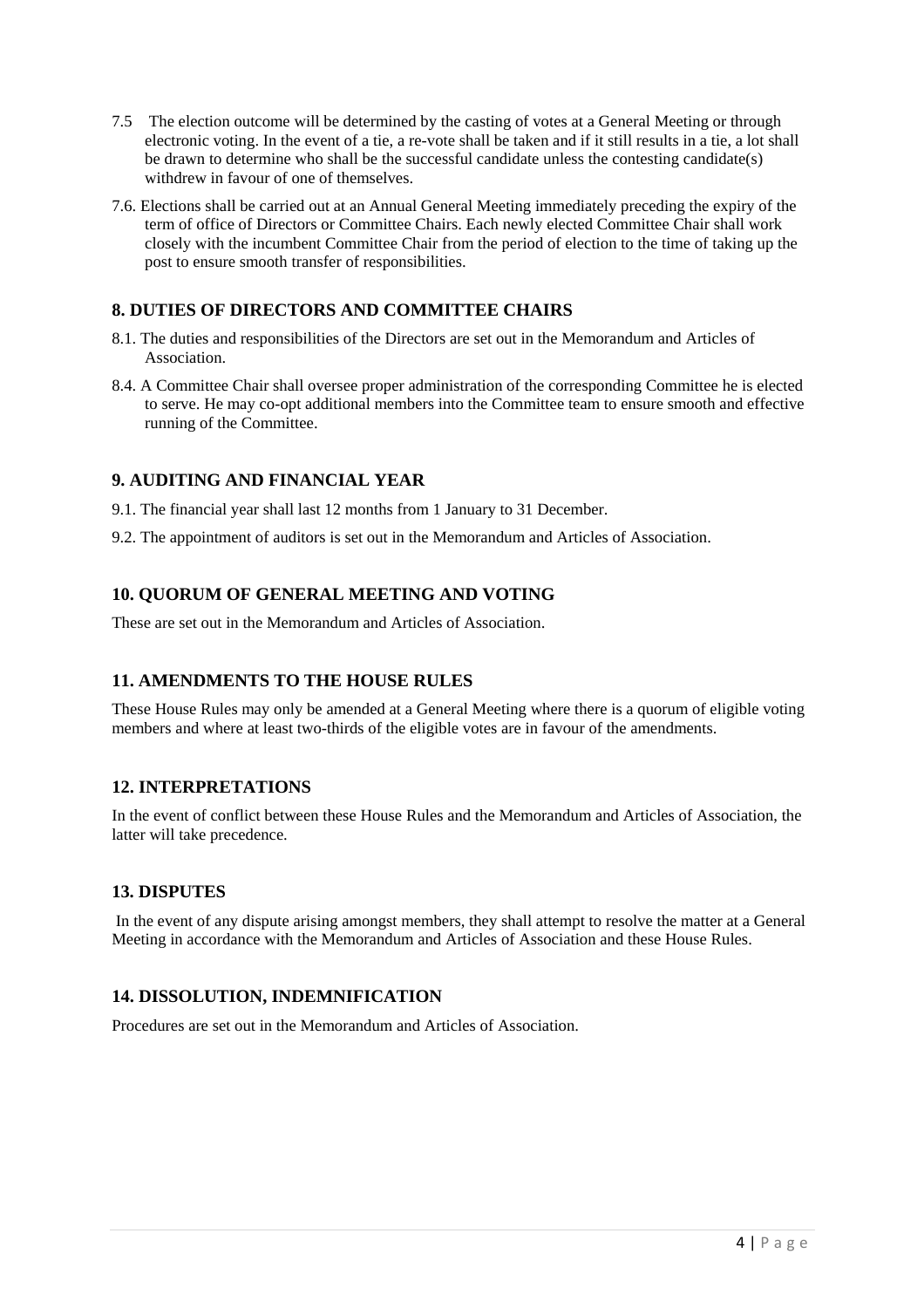7.5 The election outcome will be determined by the casting of votes at a General Meeting or through electronic voting. In the event of a tie, a re-vote shall be taken and if it still results in a tie, a lot shall be drawn to determine who shall be the successful candidate unless the contesting candidate(s) withdrew in favour of one of themselves.

7.6. Elections shall be carried out at an Annual General Meeting immediately preceding the expiry of the term of office of Directors or Committee Chairs. Each newly elected Committee Chair shall work closely with the incumbent Committee Chair from the period of election to the time of taking up the post to ensure smooth transfer of responsibilities.

## 8. DUTIES OF DIRECTORS AND COMMITTEE CHAIRS

8.1. The duties and responsibilities of the Directors are set out in the Memorandum and Articles of Association.

8.4. A Committee Chair shall oversee proper administration of the corresponding Committee he is elected to serve. He may co-opt additional members into the Committee team to ensure smooth and effective running of the Committee.

## 9. AUDITING AND FINANCIAL YEAR

9.1. The financial year shall last 12 months from 1 January to 31 December.

9.2. The appointment of auditors is set out in the Memorandum and Articles of Association.

## 10. QUORUM OF GENERAL MEETING AND VOTING

These are set out in the Memorandum and Articles of Association.

## 11. AMENDMENTS TO THE HOUSE RULES

These House Rules may only be amended at a General Meeting where there is a quorum of eligible voting members and where at least two-thirds of the eligible votes are in favour of the amendments.

## 12. INTERPRETATIONS

In the event of conflict between these House Rules and the Memorandum and Articles of Association, the latter will take precedence.

## 13. DISPUTES

In the event of any dispute arising amongst members, they shall attempt to resolve the matter at a General Meeting in accordance with the Memorandum and Articles of Association and these House Rules.

## 14. DISSOLUTION, INDEMNIFICATION

Procedures are set out in the Memorandum and Articles of Association.